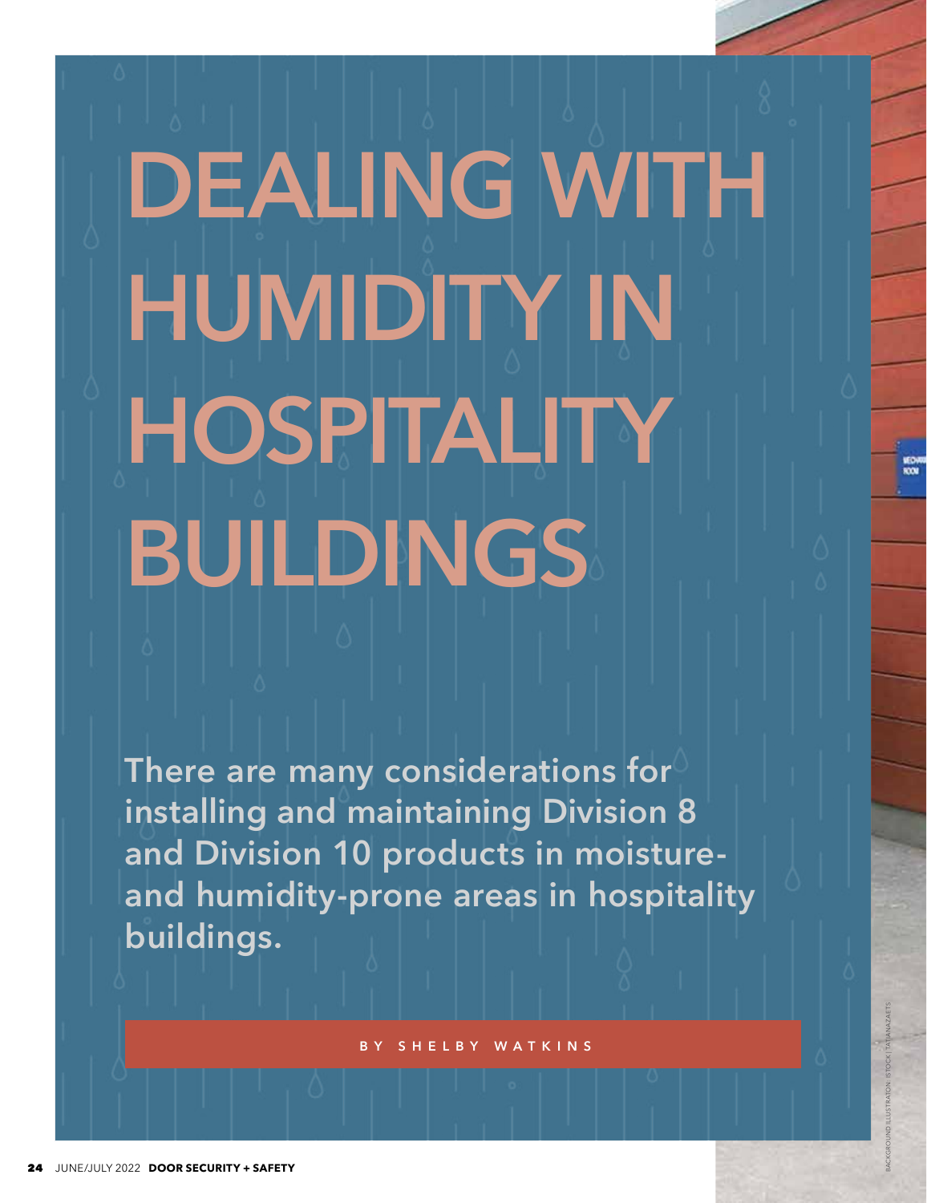# DEALING WITH HUMIDITY IN HOSPITALITY BUILDINGS

**There are many considerations for installing and maintaining Division 8 and Division 10 products in moisture- and humidity-prone areas in hospitality buildings.**

BY SHELBY WATKINS

BACKGROUND ILLUSTRATION: ISTOCK | TATIANAZAETS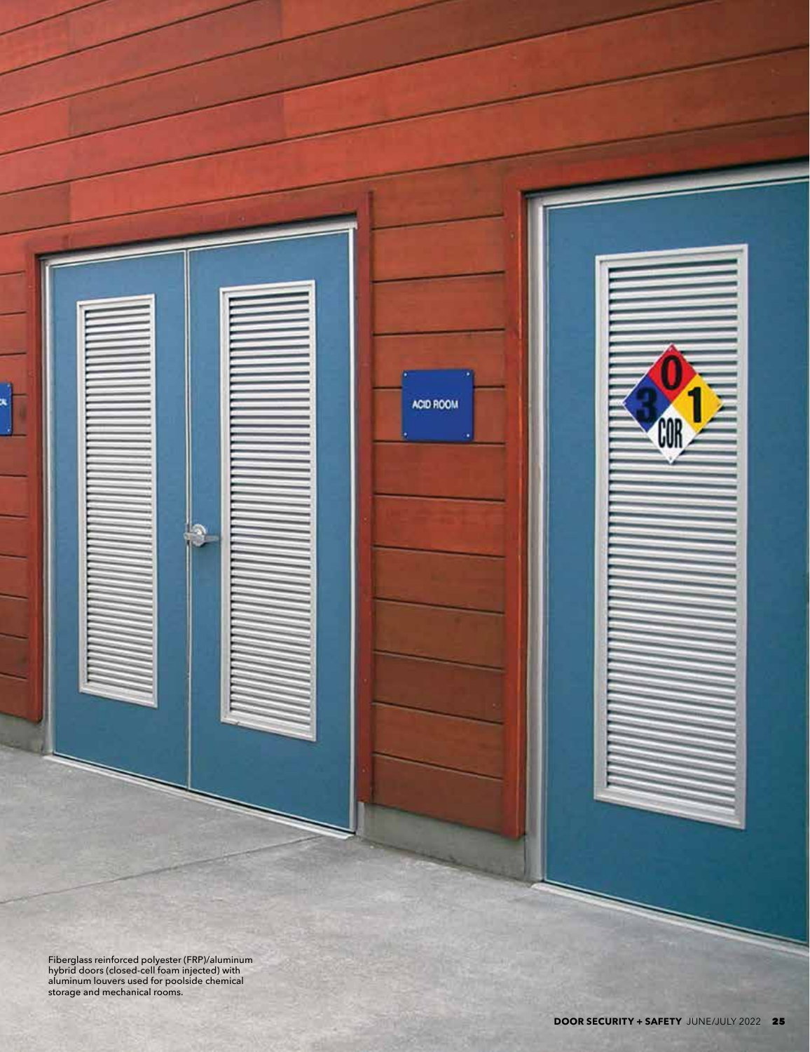Fiberglass reinforced polyester (FRP)/aluminum hybrid doors (closed-cell foam injected) with aluminum louvers used for poolside chemical storage and mechanical rooms.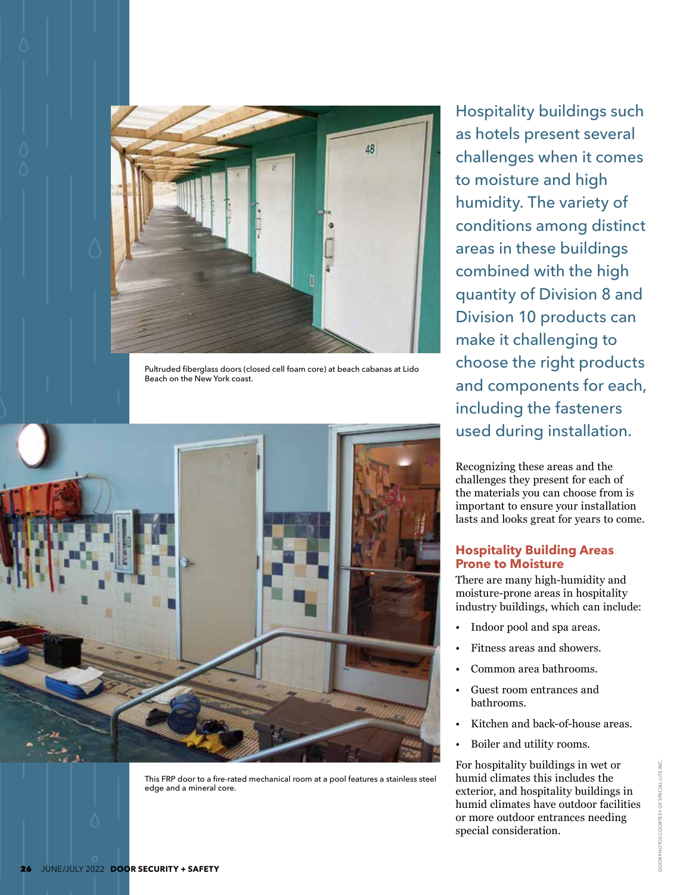Pultruded fiberglass doors (closed cell foam core) at beach cabanas at Lido Beach on the New York coast.

This FRP door to a fire-rated mechanical room at a pool features a stainless steel edge and a mineral core.

Hospitality buildings such as hotels present several challenges when it comes to moisture and high humidity. The variety of conditions among distinct areas in these buildings combined with the high quantity of Division 8 and Division 10 products can make it challenging to choose the right products and components for each, including the fasteners used during installation.

Recognizing these areas and the challenges they present for each of the materials you can choose from is important to ensure your installation lasts and looks great for years to come.

## Hospitality Building Areas Prone to Moisture

There are many high-humidity and moisture-prone areas in hospitality industry buildings, which can include:

- Indoor pool and spa areas.
- Fitness areas and showers.
- Common area bathrooms.
- Guest room entrances and bathrooms.
- Kitchen and back-of-house areas.
- Boiler and utility rooms.

For hospitality buildings in wet or humid climates this includes the exterior, and hospitality buildings in humid climates have outdoor facilities or more outdoor entrances needing special consideration.

DOOR PHOTOS COURTESY OF SPECIAL-LITE INC.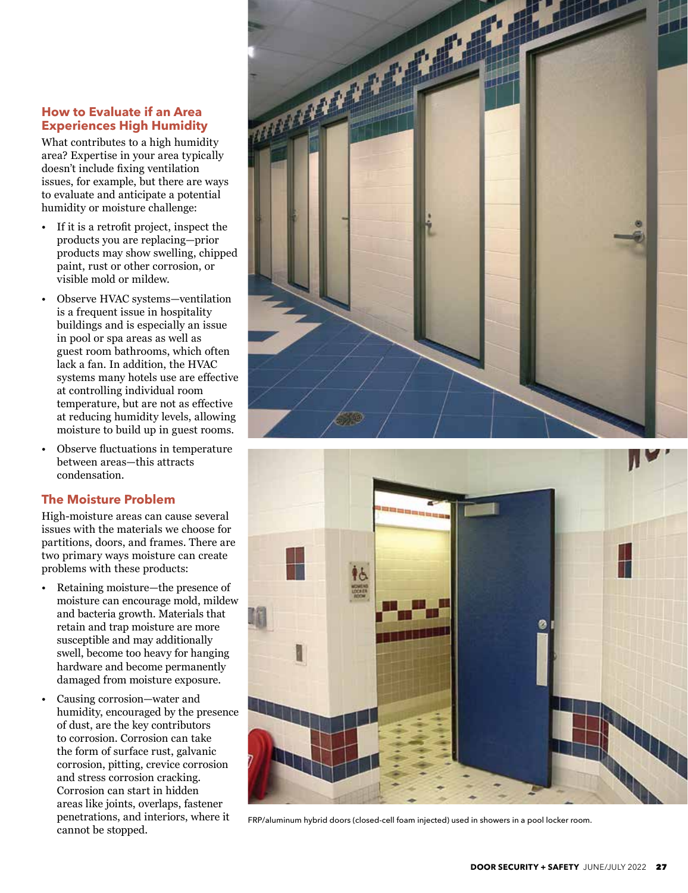## How to Evaluate if an Area Experiences High Humidity

What contributes to a high humidity area? Expertise in your area typically doesn't include fixing ventilation issues, for example, but there are ways to evaluate and anticipate a potential humidity or moisture challenge:

- If it is a retrofit project, inspect the products you are replacing—prior products may show swelling, chipped paint, rust or other corrosion, or visible mold or mildew.
- Observe HVAC systems—ventilation is a frequent issue in hospitality buildings and is especially an issue in pool or spa areas as well as guest room bathrooms, which often lack a fan. In addition, the HVAC systems many hotels use are effective at controlling individual room temperature, but are not as effective at reducing humidity levels, allowing moisture to build up in guest rooms.
- Observe fluctuations in temperature between areas—this attracts condensation.

## The Moisture Problem

High-moisture areas can cause several issues with the materials we choose for partitions, doors, and frames. There are two primary ways moisture can create problems with these products:

- Retaining moisture—the presence of moisture can encourage mold, mildew and bacteria growth. Materials that retain and trap moisture are more susceptible and may additionally swell, become too heavy for hanging hardware and become permanently damaged from moisture exposure.
- Causing corrosion—water and humidity, encouraged by the presence of dust, are the key contributors to corrosion. Corrosion can take the form of surface rust, galvanic corrosion, pitting, crevice corrosion and stress corrosion cracking. Corrosion can start in hidden areas like joints, overlaps, fastener penetrations, and interiors, where it cannot be stopped.

FRP/aluminum hybrid doors (closed-cell foam injected) used in showers in a pool locker room.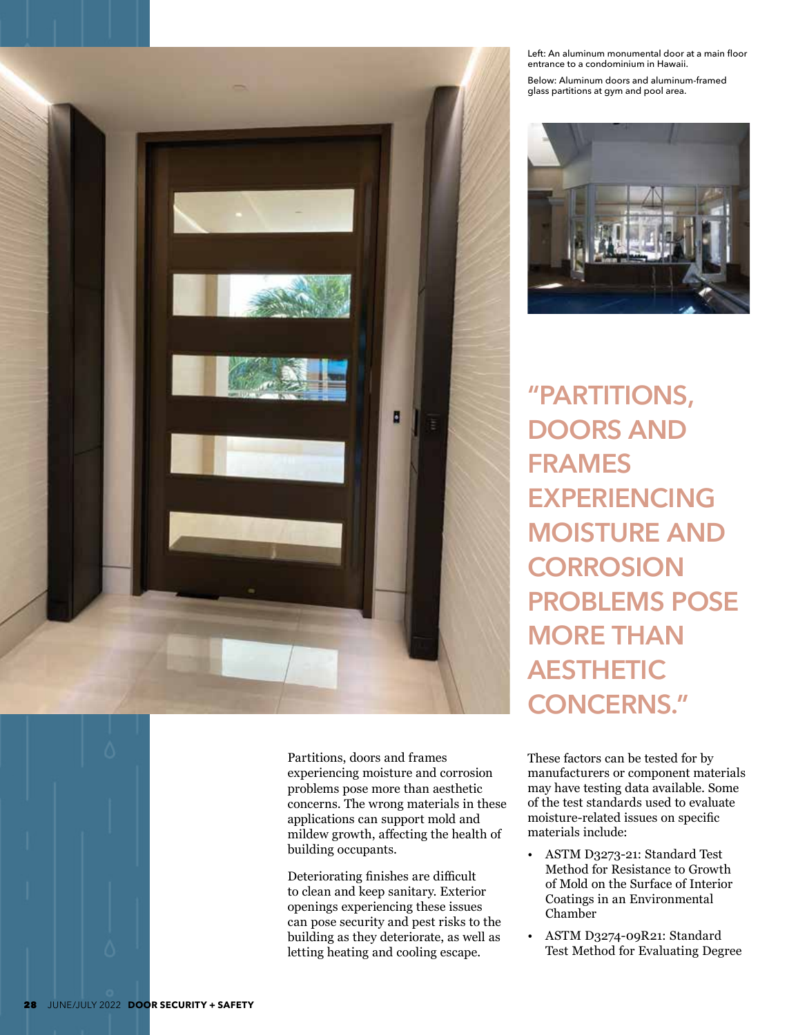Left: An aluminum monumental door at a main floor entrance to a condominium in Hawaii.

Below: Aluminum doors and aluminum-framed glass partitions at gym and pool area.

> **"PARTITIONS, DOORS AND FRAMES EXPERIENCING MOISTURE AND CORROSION PROBLEMS POSE MORE THAN AESTHETIC CONCERNS."**

Partitions, doors and frames experiencing moisture and corrosion problems pose more than aesthetic concerns. The wrong materials in these applications can support mold and mildew growth, affecting the health of building occupants.

Deteriorating finishes are difficult to clean and keep sanitary. Exterior openings experiencing these issues can pose security and pest risks to the building as they deteriorate, as well as letting heating and cooling escape.

These factors can be tested for by manufacturers or component materials may have testing data available. Some of the test standards used to evaluate moisture-related issues on specific materials include:

- ASTM D3273-21: Standard Test Method for Resistance to Growth of Mold on the Surface of Interior Coatings in an Environmental Chamber
- ASTM D3274-09R21: Standard Test Method for Evaluating Degree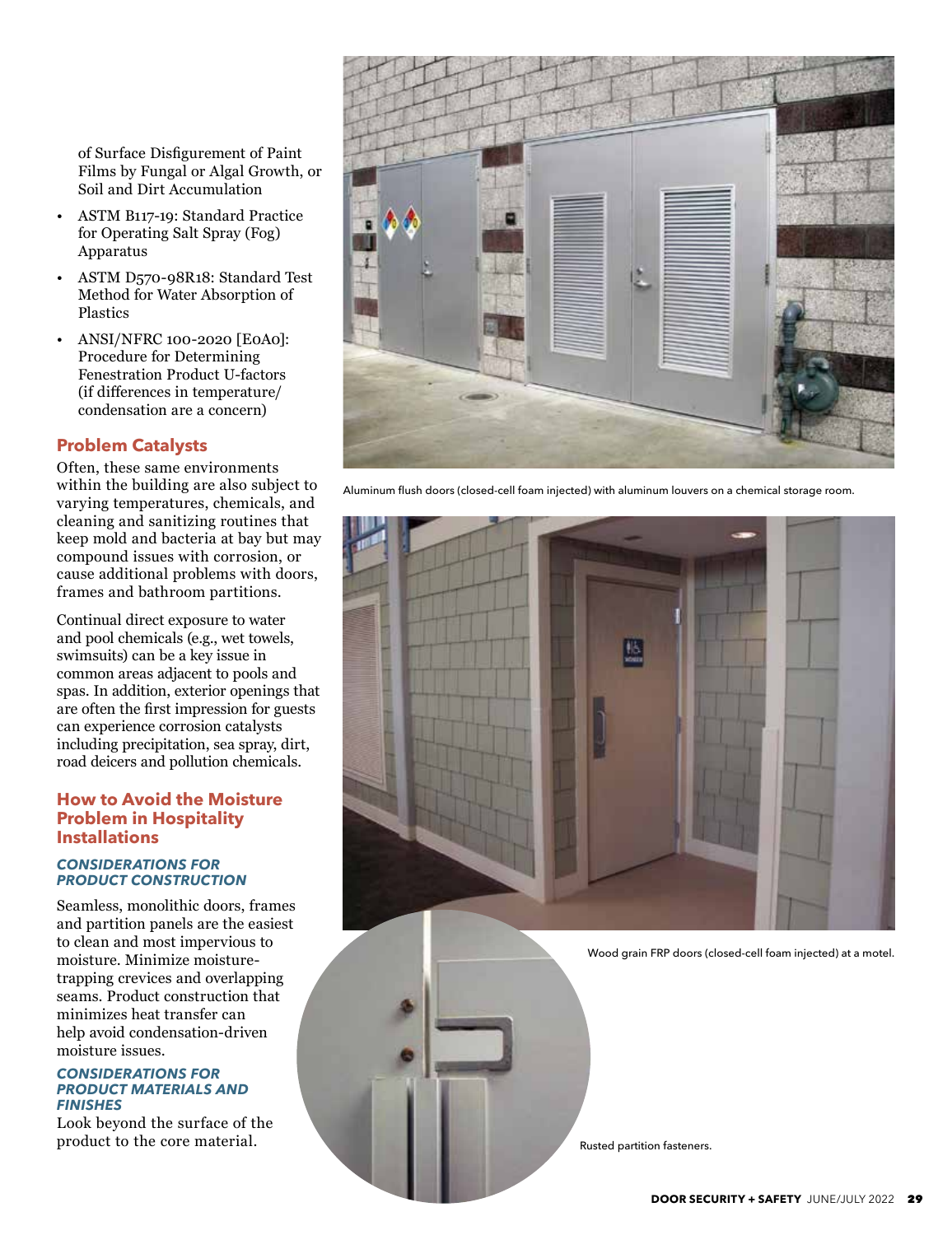of Surface Disfigurement of Paint Films by Fungal or Algal Growth, or Soil and Dirt Accumulation

- ASTM B117-19: Standard Practice for Operating Salt Spray (Fog) Apparatus
- ASTM D570-98R18: Standard Test Method for Water Absorption of Plastics
- ANSI/NFRC 100-2020 [E0A0]: Procedure for Determining Fenestration Product U-factors (if differences in temperature/condensation are a concern)

## Problem Catalysts

Often, these same environments within the building are also subject to varying temperatures, chemicals, and cleaning and sanitizing routines that keep mold and bacteria at bay but may compound issues with corrosion, or cause additional problems with doors, frames and bathroom partitions.

Continual direct exposure to water and pool chemicals (e.g., wet towels, swimsuits) can be a key issue in common areas adjacent to pools and spas. In addition, exterior openings that are often the first impression for guests can experience corrosion catalysts including precipitation, sea spray, dirt, road deicers and pollution chemicals.

## How to Avoid the Moisture Problem in Hospitality Installations

### CONSIDERATIONS FOR PRODUCT CONSTRUCTION

Seamless, monolithic doors, frames and partition panels are the easiest to clean and most impervious to moisture. Minimize moisture-trapping crevices and overlapping seams. Product construction that minimizes heat transfer can help avoid condensation-driven moisture issues.

### CONSIDERATIONS FOR PRODUCT MATERIALS AND FINISHES

Look beyond the surface of the product to the core material.

Aluminum flush doors (closed-cell foam injected) with aluminum louvers on a chemical storage room.

Wood grain FRP doors (closed-cell foam injected) at a motel.

Rusted partition fasteners.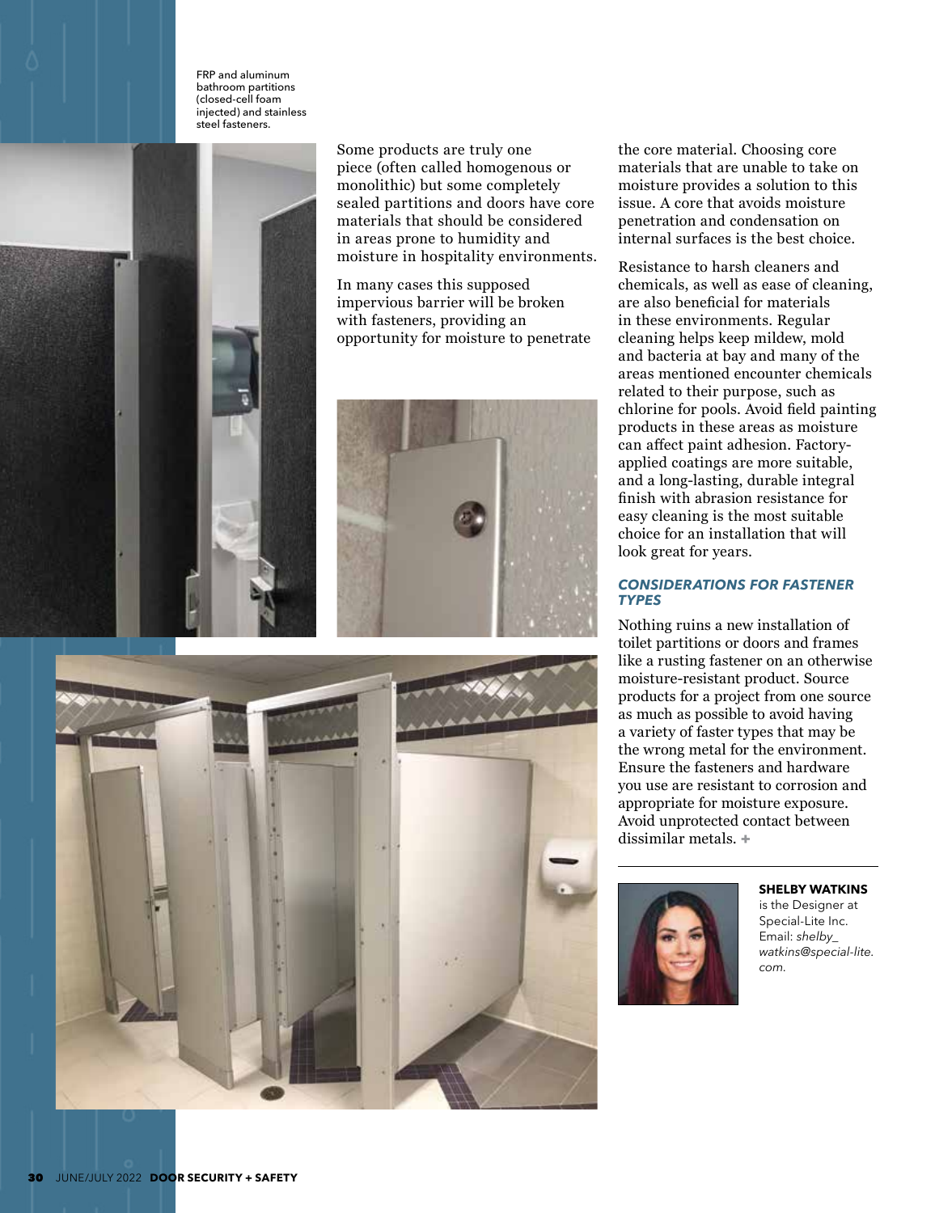FRP and aluminum bathroom partitions (closed-cell foam injected) and stainless steel fasteners.

Some products are truly one piece (often called homogenous or monolithic) but some completely sealed partitions and doors have core materials that should be considered in areas prone to humidity and moisture in hospitality environments.

In many cases this supposed impervious barrier will be broken with fasteners, providing an opportunity for moisture to penetrate the core material. Choosing core materials that are unable to take on moisture provides a solution to this issue. A core that avoids moisture penetration and condensation on internal surfaces is the best choice.

Resistance to harsh cleaners and chemicals, as well as ease of cleaning, are also beneficial for materials in these environments. Regular cleaning helps keep mildew, mold and bacteria at bay and many of the areas mentioned encounter chemicals related to their purpose, such as chlorine for pools. Avoid field painting products in these areas as moisture can affect paint adhesion. Factory-applied coatings are more suitable, and a long-lasting, durable integral finish with abrasion resistance for easy cleaning is the most suitable choice for an installation that will look great for years.

### *CONSIDERATIONS FOR FASTENER TYPES*

Nothing ruins a new installation of toilet partitions or doors and frames like a rusting fastener on an otherwise moisture-resistant product. Source products for a project from one source as much as possible to avoid having a variety of faster types that may be the wrong metal for the environment. Ensure the fasteners and hardware you use are resistant to corrosion and appropriate for moisture exposure. Avoid unprotected contact between dissimilar metals. +

**SHELBY WATKINS** is the Designer at Special-Lite Inc. Email: *shelby_watkins@special-lite.com.*